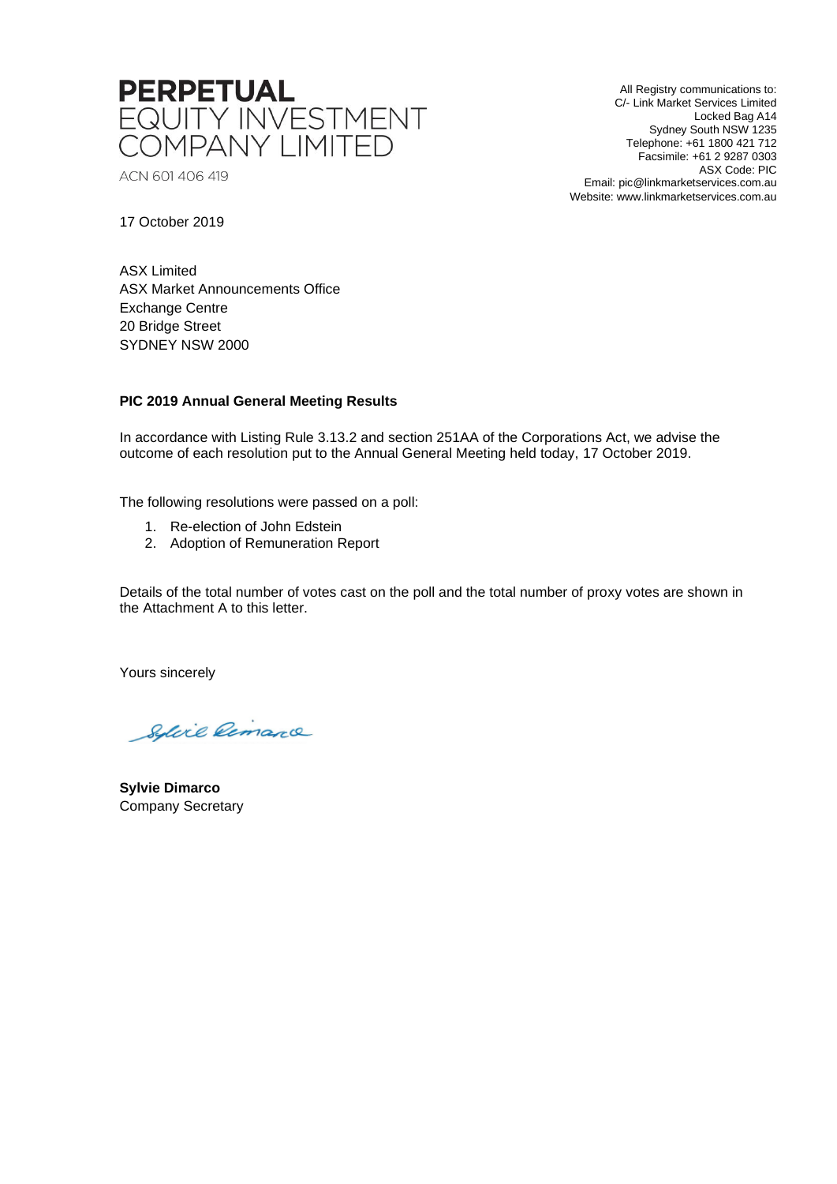**PERPETUAL**
EQUITY INVESTMENT
COMPANY LIMITED

ACN 601 406 419

All Registry communications to:
C/- Link Market Services Limited
Locked Bag A14
Sydney South NSW 1235
Telephone: +61 1800 421 712
Facsimile: +61 2 9287 0303
ASX Code: PIC
Email: pic@linkmarketservices.com.au
Website: www.linkmarketservices.com.au

17 October 2019

ASX Limited
ASX Market Announcements Office
Exchange Centre
20 Bridge Street
SYDNEY NSW 2000

**PIC 2019 Annual General Meeting Results**

In accordance with Listing Rule 3.13.2 and section 251AA of the Corporations Act, we advise the outcome of each resolution put to the Annual General Meeting held today, 17 October 2019.

The following resolutions were passed on a poll:

1. Re-election of John Edstein
2. Adoption of Remuneration Report

Details of the total number of votes cast on the poll and the total number of proxy votes are shown in the Attachment A to this letter.

Yours sincerely

**Sylvie Dimarco**
Company Secretary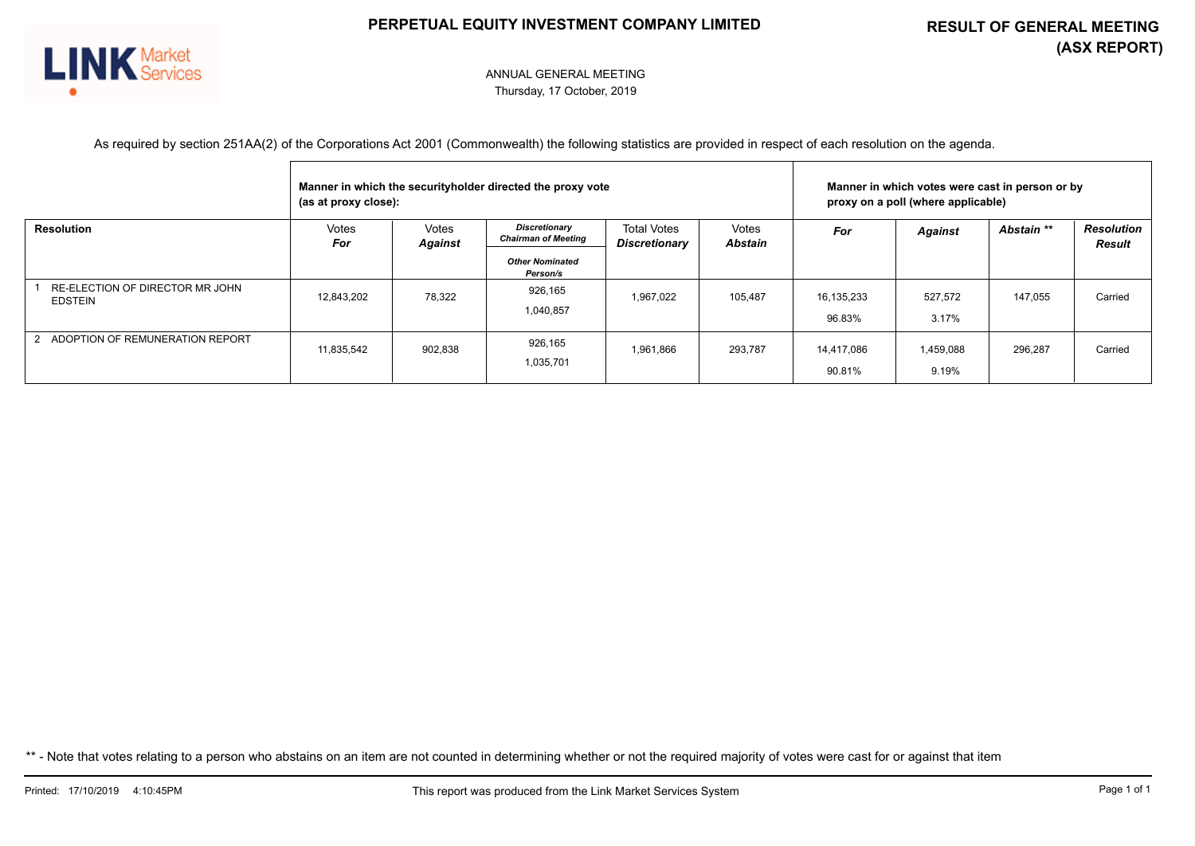# PERPETUAL EQUITY INVESTMENT COMPANY LIMITED

## RESULT OF GENERAL MEETING (ASX REPORT)

ANNUAL GENERAL MEETING
Thursday, 17 October, 2019

As required by section 251AA(2) of the Corporations Act 2001 (Commonwealth) the following statistics are provided in respect of each resolution on the agenda.

| | Manner in which the securityholder directed the proxy vote (as at proxy close): | | | | | Manner in which votes were cast in person or by proxy on a poll (where applicable) | | | |
|---|---|---|---|---|---|---|---|---|---|
| **Resolution** | Votes *For* | Votes *Against* | *Discretionary Chairman of Meeting* / *Other Nominated Person/s* | Total Votes *Discretionary* | Votes *Abstain* | *For* | *Against* | *Abstain \*\** | *Resolution Result* |
| 1 RE-ELECTION OF DIRECTOR MR JOHN EDSTEIN | 12,843,202 | 78,322 | 926,165<br>1,040,857 | 1,967,022 | 105,487 | 16,135,233<br>96.83% | 527,572<br>3.17% | 147,055 | Carried |
| 2 ADOPTION OF REMUNERATION REPORT | 11,835,542 | 902,838 | 926,165<br>1,035,701 | 1,961,866 | 293,787 | 14,417,086<br>90.81% | 1,459,088<br>9.19% | 296,287 | Carried |

** - Note that votes relating to a person who abstains on an item are not counted in determining whether or not the required majority of votes were cast for or against that item

Printed: 17/10/2019 4:10:45PM

This report was produced from the Link Market Services System